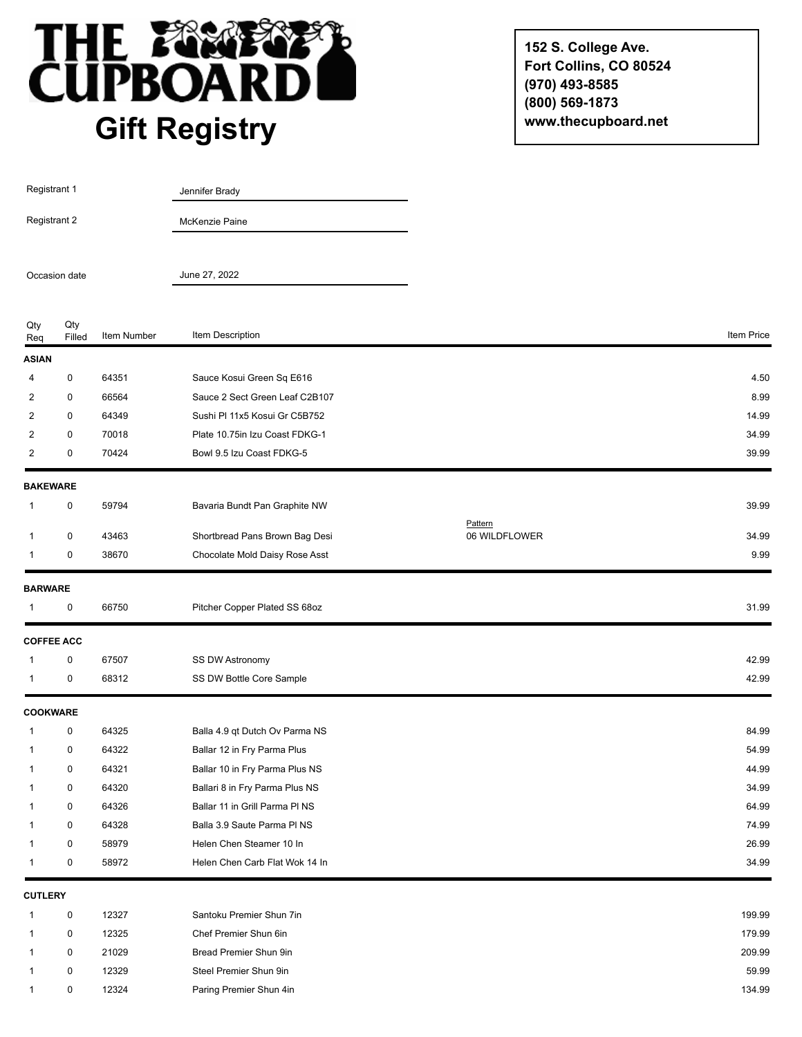# THE CUPBOARD

## Gift Registry

**152 S. College Ave.**
**Fort Collins, CO 80524**
**(970) 493-8585**
**(800) 569-1873**
**www.thecupboard.net**

Registrant 1: Jennifer Brady

Registrant 2: McKenzie Paine

Occasion date: June 27, 2022

| Qty Req | Qty Filled | Item Number | Item Description | | Item Price |
|---|---|---|---|---|---|
| **ASIAN** | | | | | |
| 4 | 0 | 64351 | Sauce Kosui Green Sq E616 | | 4.50 |
| 2 | 0 | 66564 | Sauce 2 Sect Green Leaf C2B107 | | 8.99 |
| 2 | 0 | 64349 | Sushi Pl 11x5 Kosui Gr C5B752 | | 14.99 |
| 2 | 0 | 70018 | Plate 10.75in Izu Coast FDKG-1 | | 34.99 |
| 2 | 0 | 70424 | Bowl 9.5 Izu Coast FDKG-5 | | 39.99 |
| **BAKEWARE** | | | | | |
| 1 | 0 | 59794 | Bavaria Bundt Pan Graphite NW | | 39.99 |
| 1 | 0 | 43463 | Shortbread Pans Brown Bag Desi | Pattern: 06 WILDFLOWER | 34.99 |
| 1 | 0 | 38670 | Chocolate Mold Daisy Rose Asst | | 9.99 |
| **BARWARE** | | | | | |
| 1 | 0 | 66750 | Pitcher Copper Plated SS 68oz | | 31.99 |
| **COFFEE ACC** | | | | | |
| 1 | 0 | 67507 | SS DW Astronomy | | 42.99 |
| 1 | 0 | 68312 | SS DW Bottle Core Sample | | 42.99 |
| **COOKWARE** | | | | | |
| 1 | 0 | 64325 | Balla 4.9 qt Dutch Ov Parma NS | | 84.99 |
| 1 | 0 | 64322 | Ballar 12 in Fry Parma Plus | | 54.99 |
| 1 | 0 | 64321 | Ballar 10 in Fry Parma Plus NS | | 44.99 |
| 1 | 0 | 64320 | Ballari 8 in Fry Parma Plus NS | | 34.99 |
| 1 | 0 | 64326 | Ballar 11 in Grill Parma Pl NS | | 64.99 |
| 1 | 0 | 64328 | Balla 3.9 Saute Parma Pl NS | | 74.99 |
| 1 | 0 | 58979 | Helen Chen Steamer 10 In | | 26.99 |
| 1 | 0 | 58972 | Helen Chen Carb Flat Wok 14 In | | 34.99 |
| **CUTLERY** | | | | | |
| 1 | 0 | 12327 | Santoku Premier Shun 7in | | 199.99 |
| 1 | 0 | 12325 | Chef Premier Shun 6in | | 179.99 |
| 1 | 0 | 21029 | Bread Premier Shun 9in | | 209.99 |
| 1 | 0 | 12329 | Steel Premier Shun 9in | | 59.99 |
| 1 | 0 | 12324 | Paring Premier Shun 4in | | 134.99 |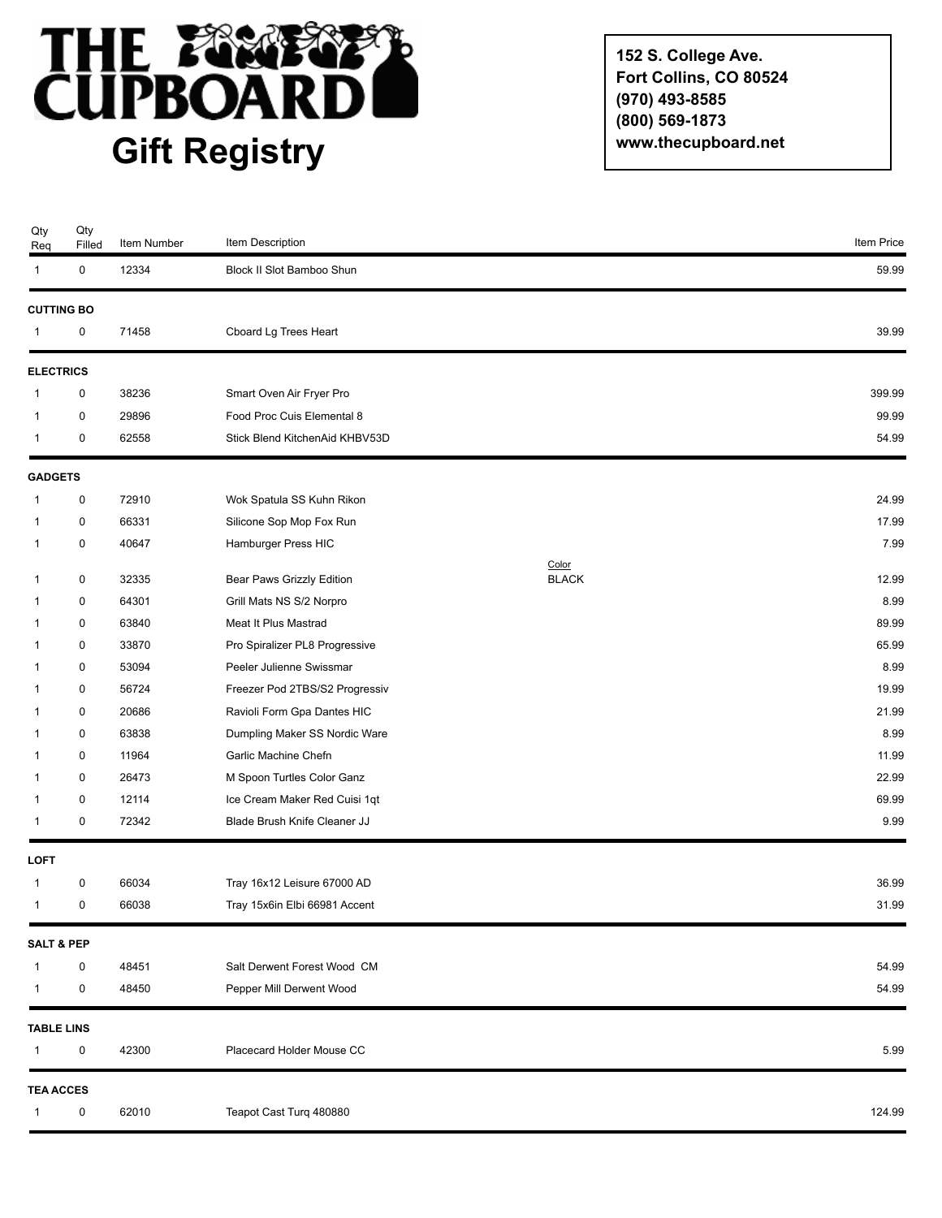# THE CUPBOARD

## Gift Registry

**152 S. College Ave.**
**Fort Collins, CO 80524**
**(970) 493-8585**
**(800) 569-1873**
**www.thecupboard.net**

| Qty Req | Qty Filled | Item Number | Item Description | | Item Price |
|---|---|---|---|---|---|
| 1 | 0 | 12334 | Block II Slot Bamboo Shun | | 59.99 |
| **CUTTING BO** | | | | | |
| 1 | 0 | 71458 | Cboard Lg Trees Heart | | 39.99 |
| **ELECTRICS** | | | | | |
| 1 | 0 | 38236 | Smart Oven Air Fryer Pro | | 399.99 |
| 1 | 0 | 29896 | Food Proc Cuis Elemental 8 | | 99.99 |
| 1 | 0 | 62558 | Stick Blend KitchenAid KHBV53D | | 54.99 |
| **GADGETS** | | | | | |
| 1 | 0 | 72910 | Wok Spatula SS Kuhn Rikon | | 24.99 |
| 1 | 0 | 66331 | Silicone Sop Mop Fox Run | | 17.99 |
| 1 | 0 | 40647 | Hamburger Press HIC | | 7.99 |
| 1 | 0 | 32335 | Bear Paws Grizzly Edition | Color: BLACK | 12.99 |
| 1 | 0 | 64301 | Grill Mats NS S/2 Norpro | | 8.99 |
| 1 | 0 | 63840 | Meat It Plus Mastrad | | 89.99 |
| 1 | 0 | 33870 | Pro Spiralizer PL8 Progressive | | 65.99 |
| 1 | 0 | 53094 | Peeler Julienne Swissmar | | 8.99 |
| 1 | 0 | 56724 | Freezer Pod 2TBS/S2 Progressiv | | 19.99 |
| 1 | 0 | 20686 | Ravioli Form Gpa Dantes HIC | | 21.99 |
| 1 | 0 | 63838 | Dumpling Maker SS Nordic Ware | | 8.99 |
| 1 | 0 | 11964 | Garlic Machine Chefn | | 11.99 |
| 1 | 0 | 26473 | M Spoon Turtles Color Ganz | | 22.99 |
| 1 | 0 | 12114 | Ice Cream Maker Red Cuisi 1qt | | 69.99 |
| 1 | 0 | 72342 | Blade Brush Knife Cleaner JJ | | 9.99 |
| **LOFT** | | | | | |
| 1 | 0 | 66034 | Tray 16x12 Leisure 67000 AD | | 36.99 |
| 1 | 0 | 66038 | Tray 15x6in Elbi 66981 Accent | | 31.99 |
| **SALT & PEP** | | | | | |
| 1 | 0 | 48451 | Salt Derwent Forest Wood CM | | 54.99 |
| 1 | 0 | 48450 | Pepper Mill Derwent Wood | | 54.99 |
| **TABLE LINS** | | | | | |
| 1 | 0 | 42300 | Placecard Holder Mouse CC | | 5.99 |
| **TEA ACCES** | | | | | |
| 1 | 0 | 62010 | Teapot Cast Turq 480880 | | 124.99 |